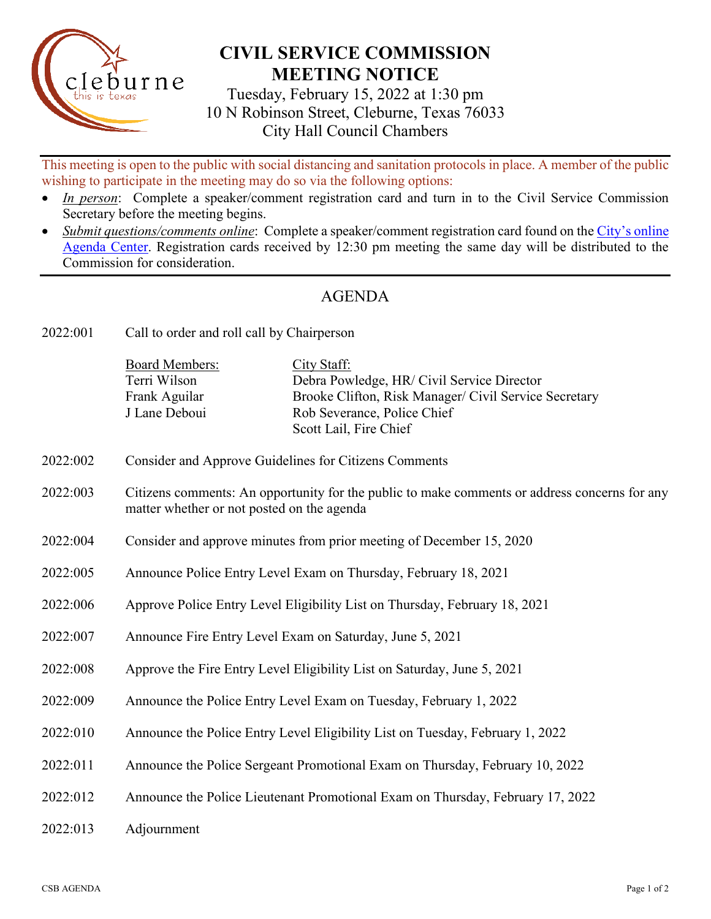# CIVIL SERVICE COMMISSION MEETING NOTICE

Tuesday, February 15, 2022 at 1:30 pm
10 N Robinson Street, Cleburne, Texas 76033
City Hall Council Chambers

This meeting is open to the public with social distancing and sanitation protocols in place. A member of the public wishing to participate in the meeting may do so via the following options:

- *In person*: Complete a speaker/comment registration card and turn in to the Civil Service Commission Secretary before the meeting begins.
- *Submit questions/comments online*: Complete a speaker/comment registration card found on the City's online Agenda Center. Registration cards received by 12:30 pm meeting the same day will be distributed to the Commission for consideration.

## AGENDA

2022:001 Call to order and roll call by Chairperson

| Board Members: | City Staff: |
|---|---|
| Terri Wilson | Debra Powledge, HR/ Civil Service Director |
| Frank Aguilar | Brooke Clifton, Risk Manager/ Civil Service Secretary |
| J Lane Deboui | Rob Severance, Police Chief |
| | Scott Lail, Fire Chief |

2022:002 Consider and Approve Guidelines for Citizens Comments

2022:003 Citizens comments: An opportunity for the public to make comments or address concerns for any matter whether or not posted on the agenda

2022:004 Consider and approve minutes from prior meeting of December 15, 2020

2022:005 Announce Police Entry Level Exam on Thursday, February 18, 2021

2022:006 Approve Police Entry Level Eligibility List on Thursday, February 18, 2021

2022:007 Announce Fire Entry Level Exam on Saturday, June 5, 2021

2022:008 Approve the Fire Entry Level Eligibility List on Saturday, June 5, 2021

2022:009 Announce the Police Entry Level Exam on Tuesday, February 1, 2022

2022:010 Announce the Police Entry Level Eligibility List on Tuesday, February 1, 2022

2022:011 Announce the Police Sergeant Promotional Exam on Thursday, February 10, 2022

2022:012 Announce the Police Lieutenant Promotional Exam on Thursday, February 17, 2022

2022:013 Adjournment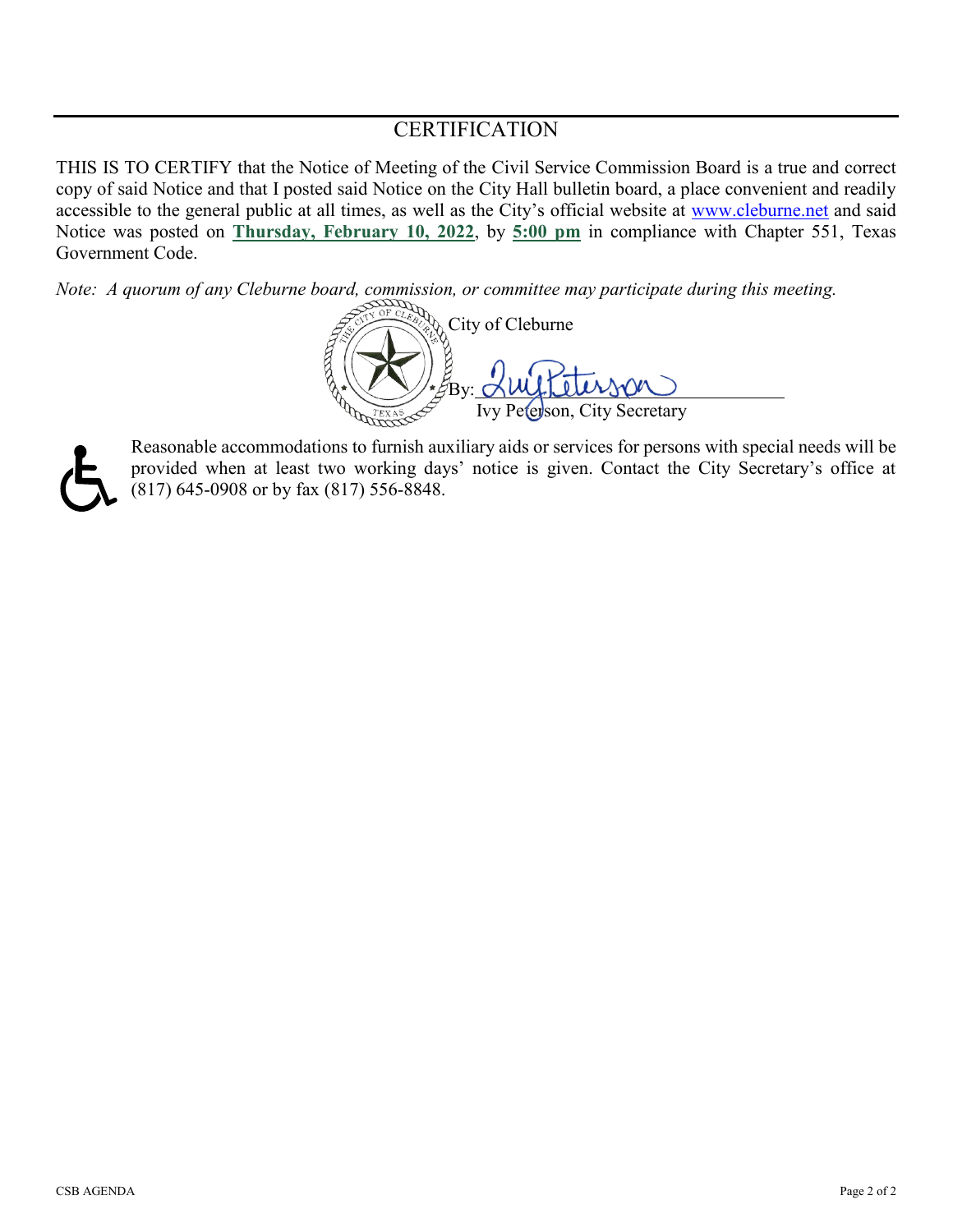# CERTIFICATION

THIS IS TO CERTIFY that the Notice of Meeting of the Civil Service Commission Board is a true and correct copy of said Notice and that I posted said Notice on the City Hall bulletin board, a place convenient and readily accessible to the general public at all times, as well as the City's official website at www.cleburne.net and said Notice was posted on **Thursday, February 10, 2022**, by **5:00 pm** in compliance with Chapter 551, Texas Government Code.

*Note: A quorum of any Cleburne board, commission, or committee may participate during this meeting.*

City of Cleburne

By: Ivy Peterson

Ivy Peterson, City Secretary

Reasonable accommodations to furnish auxiliary aids or services for persons with special needs will be provided when at least two working days' notice is given. Contact the City Secretary's office at (817) 645-0908 or by fax (817) 556-8848.